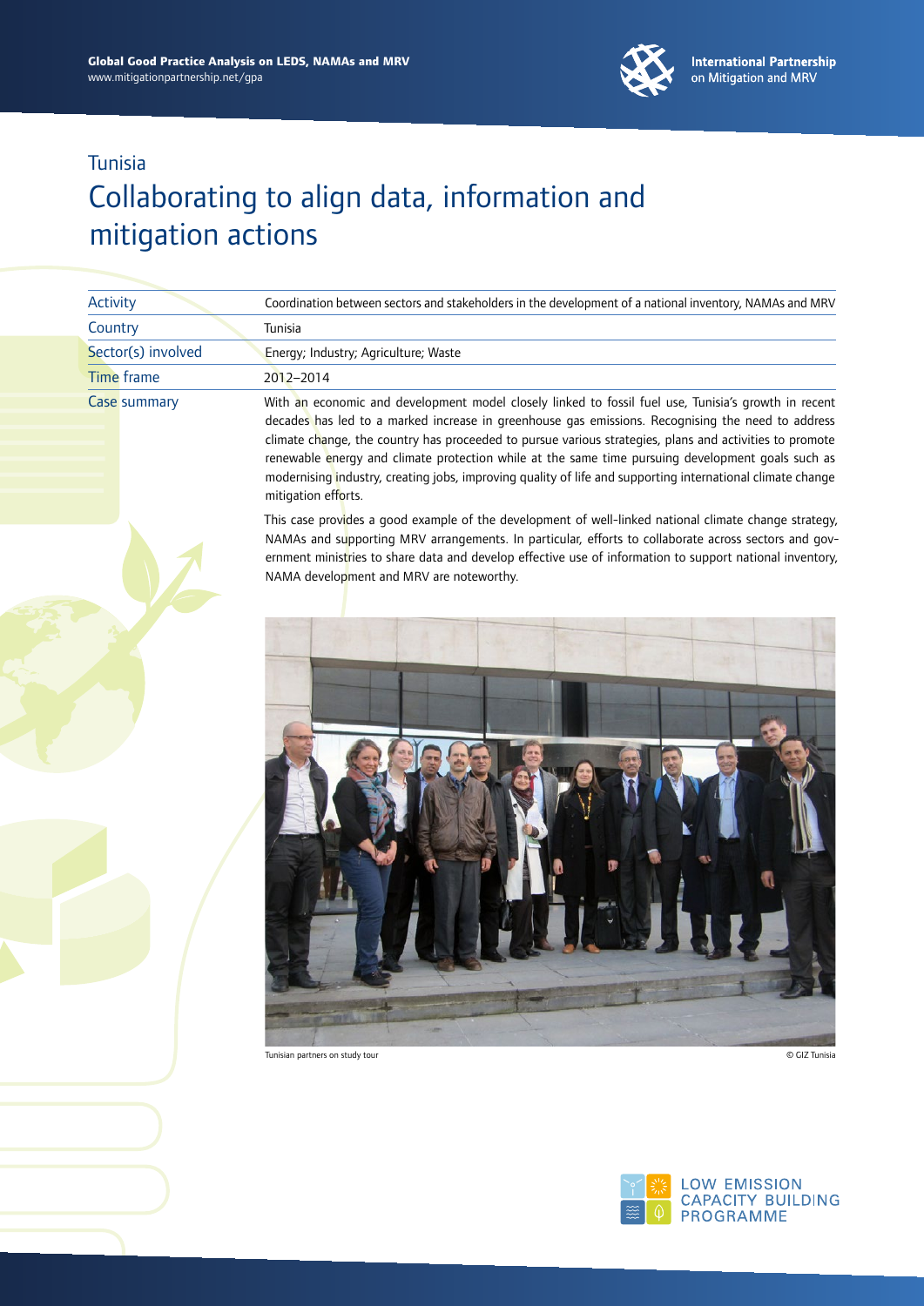Tunisia

# Collaborating to align data, information and mitigation actions

| | |
|---|---|
| Activity | Coordination between sectors and stakeholders in the development of a national inventory, NAMAs and MRV |
| Country | Tunisia |
| Sector(s) involved | Energy; Industry; Agriculture; Waste |
| Time frame | 2012–2014 |
| Case summary | With an economic and development model closely linked to fossil fuel use, Tunisia's growth in recent decades has led to a marked increase in greenhouse gas emissions. Recognising the need to address climate change, the country has proceeded to pursue various strategies, plans and activities to promote renewable energy and climate protection while at the same time pursuing development goals such as modernising industry, creating jobs, improving quality of life and supporting international climate change mitigation efforts. This case provides a good example of the development of well-linked national climate change strategy, NAMAs and supporting MRV arrangements. In particular, efforts to collaborate across sectors and government ministries to share data and develop effective use of information to support national inventory, NAMA development and MRV are noteworthy. |

Tunisian partners on study tour © GIZ Tunisia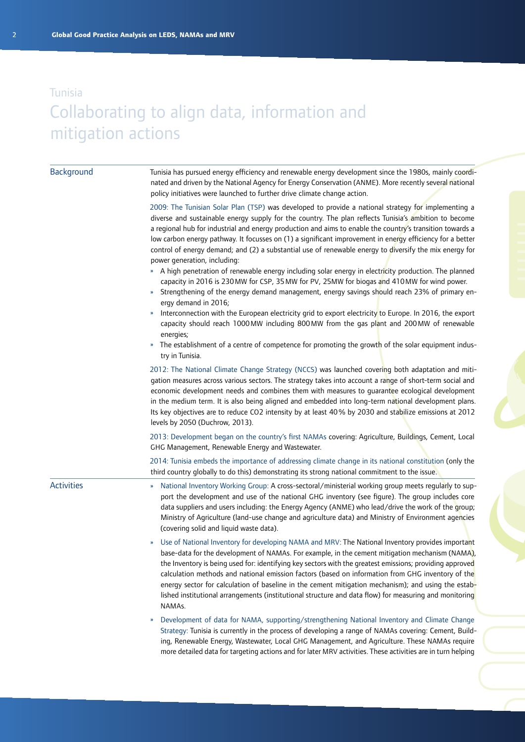Tunisia

# Collaborating to align data, information and mitigation actions

## Background

Tunisia has pursued energy efficiency and renewable energy development since the 1980s, mainly coordinated and driven by the National Agency for Energy Conservation (ANME). More recently several national policy initiatives were launched to further drive climate change action.

2009: The Tunisian Solar Plan (TSP) was developed to provide a national strategy for implementing a diverse and sustainable energy supply for the country. The plan reflects Tunisia's ambition to become a regional hub for industrial and energy production and aims to enable the country's transition towards a low carbon energy pathway. It focusses on (1) a significant improvement in energy efficiency for a better control of energy demand; and (2) a substantial use of renewable energy to diversify the mix energy for power generation, including:

- A high penetration of renewable energy including solar energy in electricity production. The planned capacity in 2016 is 230 MW for CSP, 35 MW for PV, 25MW for biogas and 410 MW for wind power.
- Strengthening of the energy demand management, energy savings should reach 23% of primary energy demand in 2016;
- Interconnection with the European electricity grid to export electricity to Europe. In 2016, the export capacity should reach 1000 MW including 800 MW from the gas plant and 200 MW of renewable energies;
- The establishment of a centre of competence for promoting the growth of the solar equipment industry in Tunisia.

2012: The National Climate Change Strategy (NCCS) was launched covering both adaptation and mitigation measures across various sectors. The strategy takes into account a range of short-term social and economic development needs and combines them with measures to guarantee ecological development in the medium term. It is also being aligned and embedded into long-term national development plans. Its key objectives are to reduce $CO_2$ intensity by at least 40% by 2030 and stabilize emissions at 2012 levels by 2050 (Duchrow, 2013).

2013: Development began on the country's first NAMAs covering: Agriculture, Buildings, Cement, Local GHG Management, Renewable Energy and Wastewater.

2014: Tunisia embeds the importance of addressing climate change in its national constitution (only the third country globally to do this) demonstrating its strong national commitment to the issue.

## Activities

- National Inventory Working Group: A cross-sectoral/ministerial working group meets regularly to support the development and use of the national GHG inventory (see figure). The group includes core data suppliers and users including: the Energy Agency (ANME) who lead/drive the work of the group; Ministry of Agriculture (land-use change and agriculture data) and Ministry of Environment agencies (covering solid and liquid waste data).
- Use of National Inventory for developing NAMA and MRV: The National Inventory provides important base-data for the development of NAMAs. For example, in the cement mitigation mechanism (NAMA), the Inventory is being used for: identifying key sectors with the greatest emissions; providing approved calculation methods and national emission factors (based on information from GHG inventory of the energy sector for calculation of baseline in the cement mitigation mechanism); and using the established institutional arrangements (institutional structure and data flow) for measuring and monitoring NAMAs.
- Development of data for NAMA, supporting/strengthening National Inventory and Climate Change Strategy: Tunisia is currently in the process of developing a range of NAMAs covering: Cement, Building, Renewable Energy, Wastewater, Local GHG Management, and Agriculture. These NAMAs require more detailed data for targeting actions and for later MRV activities. These activities are in turn helping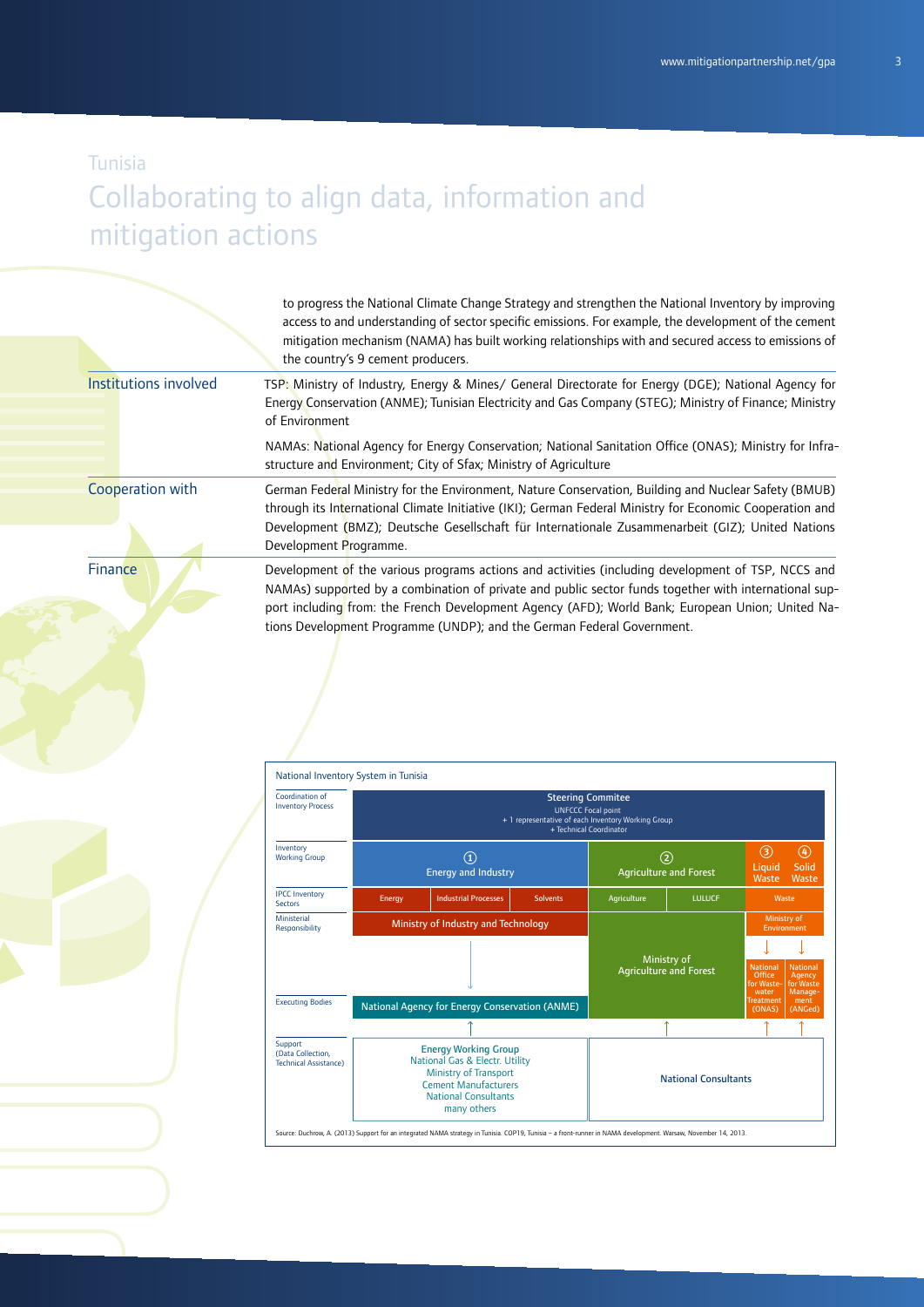Tunisia

# Collaborating to align data, information and mitigation actions

to progress the National Climate Change Strategy and strengthen the National Inventory by improving access to and understanding of sector specific emissions. For example, the development of the cement mitigation mechanism (NAMA) has built working relationships with and secured access to emissions of the country's 9 cement producers.

## Institutions involved

TSP: Ministry of Industry, Energy & Mines/ General Directorate for Energy (DGE); National Agency for Energy Conservation (ANME); Tunisian Electricity and Gas Company (STEG); Ministry of Finance; Ministry of Environment

NAMAs: National Agency for Energy Conservation; National Sanitation Office (ONAS); Ministry for Infrastructure and Environment; City of Sfax; Ministry of Agriculture

## Cooperation with

German Federal Ministry for the Environment, Nature Conservation, Building and Nuclear Safety (BMUB) through its International Climate Initiative (IKI); German Federal Ministry for Economic Cooperation and Development (BMZ); Deutsche Gesellschaft für Internationale Zusammenarbeit (GIZ); United Nations Development Programme.

## Finance

Development of the various programs actions and activities (including development of TSP, NCCS and NAMAs) supported by a combination of private and public sector funds together with international support including from: the French Development Agency (AFD); World Bank; European Union; United Nations Development Programme (UNDP); and the German Federal Government.

### National Inventory System in Tunisia

| | | | | | | | |
|---|---|---|---|---|---|---|---|
| Coordination of Inventory Process | Steering Commitee: UNFCCC Focal point + 1 representative of each Inventory Working Group + Technical Coordinator | | | | | | |
| Inventory Working Group | ① Energy and Industry | | | ② Agriculture and Forest | | ③ Liquid Waste | ④ Solid Waste |
| IPCC Inventory Sectors | Energy | Industrial Processes | Solvents | Agriculture | LULUCF | Waste | |
| Ministerial Responsibility | Ministry of Industry and Technology | | | Ministry of Agriculture and Forest | | Ministry of Environment | |
| Executing Bodies | National Agency for Energy Conservation (ANME) | | | Ministry of Agriculture and Forest | | National Office for Waste-water Treatment (ONAS) | National Agency for Waste Management (ANGed) |
| Support (Data Collection, Technical Assistance) | Energy Working Group: National Gas & Electr. Utility; Ministry of Transport; Cement Manufacturers; National Consultants; many others | | | National Consultants | | | |

Source: Duchrow, A. (2013) Support for an integrated NAMA strategy in Tunisia. COP19, Tunisia – a front-runner in NAMA development. Warsaw, November 14, 2013.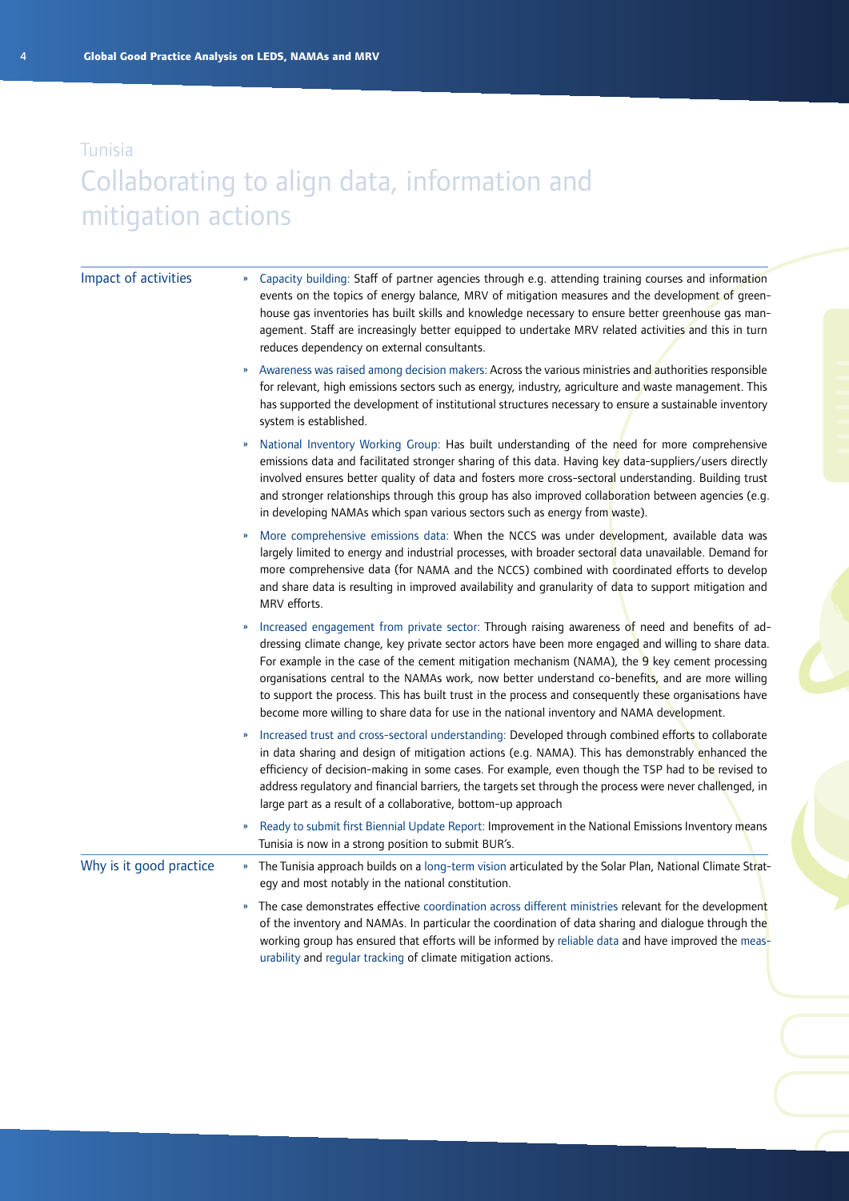Tunisia

# Collaborating to align data, information and mitigation actions

## Impact of activities

- Capacity building: Staff of partner agencies through e.g. attending training courses and information events on the topics of energy balance, MRV of mitigation measures and the development of greenhouse gas inventories has built skills and knowledge necessary to ensure better greenhouse gas management. Staff are increasingly better equipped to undertake MRV related activities and this in turn reduces dependency on external consultants.
- Awareness was raised among decision makers: Across the various ministries and authorities responsible for relevant, high emissions sectors such as energy, industry, agriculture and waste management. This has supported the development of institutional structures necessary to ensure a sustainable inventory system is established.
- National Inventory Working Group: Has built understanding of the need for more comprehensive emissions data and facilitated stronger sharing of this data. Having key data-suppliers/users directly involved ensures better quality of data and fosters more cross-sectoral understanding. Building trust and stronger relationships through this group has also improved collaboration between agencies (e.g. in developing NAMAs which span various sectors such as energy from waste).
- More comprehensive emissions data: When the NCCS was under development, available data was largely limited to energy and industrial processes, with broader sectoral data unavailable. Demand for more comprehensive data (for NAMA and the NCCS) combined with coordinated efforts to develop and share data is resulting in improved availability and granularity of data to support mitigation and MRV efforts.
- Increased engagement from private sector: Through raising awareness of need and benefits of addressing climate change, key private sector actors have been more engaged and willing to share data. For example in the case of the cement mitigation mechanism (NAMA), the 9 key cement processing organisations central to the NAMAs work, now better understand co-benefits, and are more willing to support the process. This has built trust in the process and consequently these organisations have become more willing to share data for use in the national inventory and NAMA development.
- Increased trust and cross-sectoral understanding: Developed through combined efforts to collaborate in data sharing and design of mitigation actions (e.g. NAMA). This has demonstrably enhanced the efficiency of decision-making in some cases. For example, even though the TSP had to be revised to address regulatory and financial barriers, the targets set through the process were never challenged, in large part as a result of a collaborative, bottom-up approach
- Ready to submit first Biennial Update Report: Improvement in the National Emissions Inventory means Tunisia is now in a strong position to submit BUR's.

## Why is it good practice

- The Tunisia approach builds on a long-term vision articulated by the Solar Plan, National Climate Strategy and most notably in the national constitution.
- The case demonstrates effective coordination across different ministries relevant for the development of the inventory and NAMAs. In particular the coordination of data sharing and dialogue through the working group has ensured that efforts will be informed by reliable data and have improved the measurability and regular tracking of climate mitigation actions.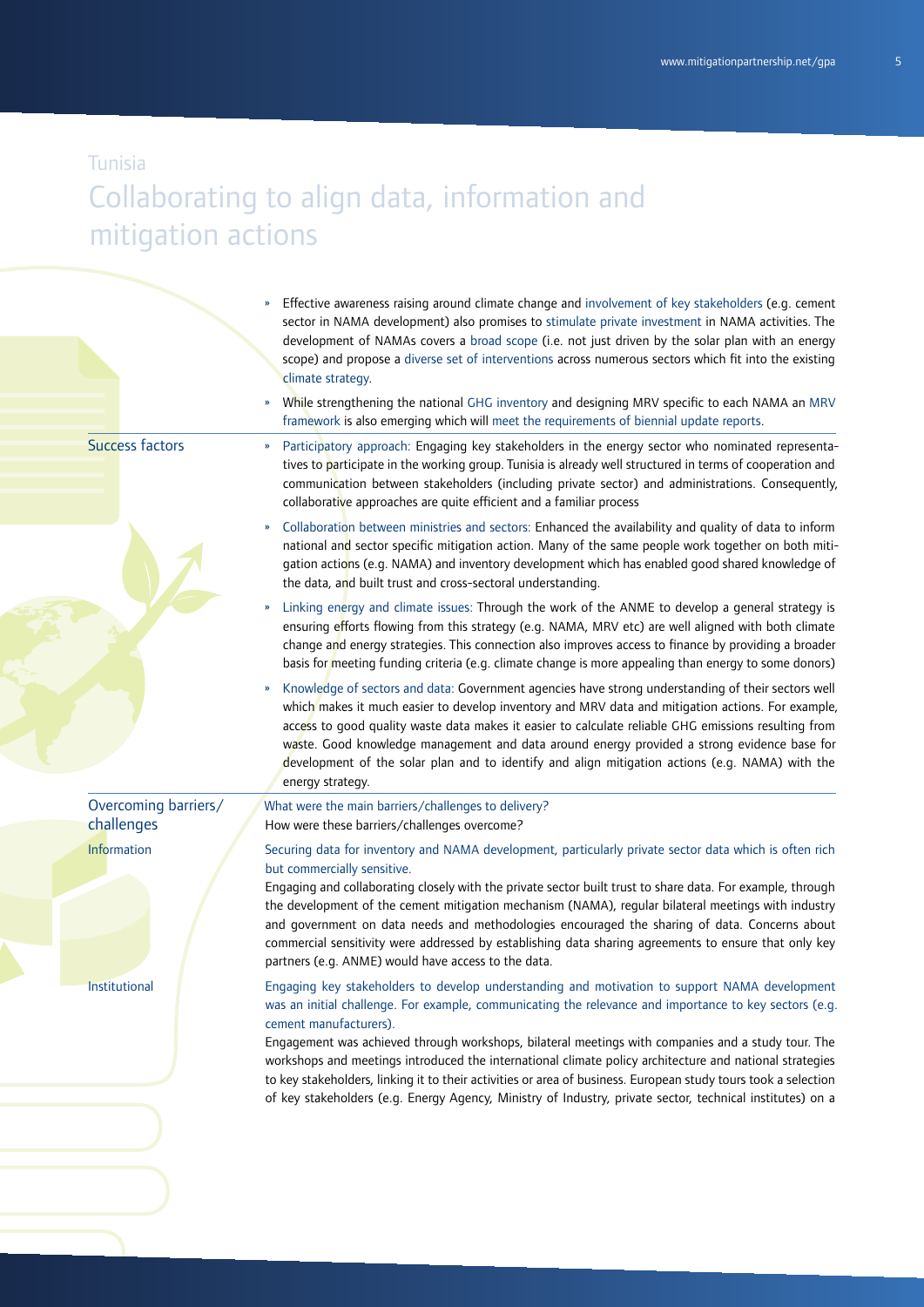Tunisia

# Collaborating to align data, information and mitigation actions

- Effective awareness raising around climate change and involvement of key stakeholders (e.g. cement sector in NAMA development) also promises to stimulate private investment in NAMA activities. The development of NAMAs covers a broad scope (i.e. not just driven by the solar plan with an energy scope) and propose a diverse set of interventions across numerous sectors which fit into the existing climate strategy.
- While strengthening the national GHG inventory and designing MRV specific to each NAMA an MRV framework is also emerging which will meet the requirements of biennial update reports.

## Success factors

- Participatory approach: Engaging key stakeholders in the energy sector who nominated representatives to participate in the working group. Tunisia is already well structured in terms of cooperation and communication between stakeholders (including private sector) and administrations. Consequently, collaborative approaches are quite efficient and a familiar process
- Collaboration between ministries and sectors: Enhanced the availability and quality of data to inform national and sector specific mitigation action. Many of the same people work together on both mitigation actions (e.g. NAMA) and inventory development which has enabled good shared knowledge of the data, and built trust and cross-sectoral understanding.
- Linking energy and climate issues: Through the work of the ANME to develop a general strategy is ensuring efforts flowing from this strategy (e.g. NAMA, MRV etc) are well aligned with both climate change and energy strategies. This connection also improves access to finance by providing a broader basis for meeting funding criteria (e.g. climate change is more appealing than energy to some donors)
- Knowledge of sectors and data: Government agencies have strong understanding of their sectors well which makes it much easier to develop inventory and MRV data and mitigation actions. For example, access to good quality waste data makes it easier to calculate reliable GHG emissions resulting from waste. Good knowledge management and data around energy provided a strong evidence base for development of the solar plan and to identify and align mitigation actions (e.g. NAMA) with the energy strategy.

## Overcoming barriers/ challenges

What were the main barriers/challenges to delivery?
How were these barriers/challenges overcome?

### Information

Securing data for inventory and NAMA development, particularly private sector data which is often rich but commercially sensitive.

Engaging and collaborating closely with the private sector built trust to share data. For example, through the development of the cement mitigation mechanism (NAMA), regular bilateral meetings with industry and government on data needs and methodologies encouraged the sharing of data. Concerns about commercial sensitivity were addressed by establishing data sharing agreements to ensure that only key partners (e.g. ANME) would have access to the data.

### Institutional

Engaging key stakeholders to develop understanding and motivation to support NAMA development was an initial challenge. For example, communicating the relevance and importance to key sectors (e.g. cement manufacturers).

Engagement was achieved through workshops, bilateral meetings with companies and a study tour. The workshops and meetings introduced the international climate policy architecture and national strategies to key stakeholders, linking it to their activities or area of business. European study tours took a selection of key stakeholders (e.g. Energy Agency, Ministry of Industry, private sector, technical institutes) on a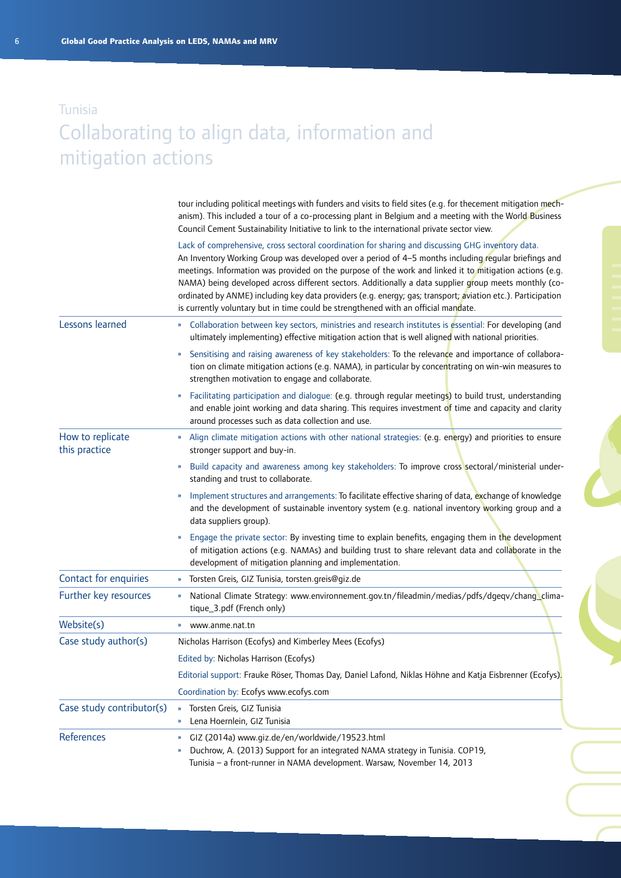Tunisia

# Collaborating to align data, information and mitigation actions

tour including political meetings with funders and visits to field sites (e.g. for thecement mitigation mechanism). This included a tour of a co-processing plant in Belgium and a meeting with the World Business Council Cement Sustainability Initiative to link to the international private sector view.

Lack of comprehensive, cross sectoral coordination for sharing and discussing GHG inventory data.
An Inventory Working Group was developed over a period of 4–5 months including regular briefings and meetings. Information was provided on the purpose of the work and linked it to mitigation actions (e.g. NAMA) being developed across different sectors. Additionally a data supplier group meets monthly (co-ordinated by ANME) including key data providers (e.g. energy; gas; transport; aviation etc.). Participation is currently voluntary but in time could be strengthened with an official mandate.

## Lessons learned

- Collaboration between key sectors, ministries and research institutes is essential: For developing (and ultimately implementing) effective mitigation action that is well aligned with national priorities.
- Sensitising and raising awareness of key stakeholders: To the relevance and importance of collaboration on climate mitigation actions (e.g. NAMA), in particular by concentrating on win-win measures to strengthen motivation to engage and collaborate.
- Facilitating participation and dialogue: (e.g. through regular meetings) to build trust, understanding and enable joint working and data sharing. This requires investment of time and capacity and clarity around processes such as data collection and use.

## How to replicate this practice

- Align climate mitigation actions with other national strategies: (e.g. energy) and priorities to ensure stronger support and buy-in.
- Build capacity and awareness among key stakeholders: To improve cross sectoral/ministerial understanding and trust to collaborate.
- Implement structures and arrangements: To facilitate effective sharing of data, exchange of knowledge and the development of sustainable inventory system (e.g. national inventory working group and a data suppliers group).
- Engage the private sector: By investing time to explain benefits, engaging them in the development of mitigation actions (e.g. NAMAs) and building trust to share relevant data and collaborate in the development of mitigation planning and implementation.

## Contact for enquiries

- Torsten Greis, GIZ Tunisia, torsten.greis@giz.de

## Further key resources

- National Climate Strategy: www.environnement.gov.tn/fileadmin/medias/pdfs/dgeqv/chang_climatique_3.pdf (French only)

## Website(s)

- www.anme.nat.tn

## Case study author(s)

Nicholas Harrison (Ecofys) and Kimberley Mees (Ecofys)

Edited by: Nicholas Harrison (Ecofys)

Editorial support: Frauke Röser, Thomas Day, Daniel Lafond, Niklas Höhne and Katja Eisbrenner (Ecofys).

Coordination by: Ecofys www.ecofys.com

## Case study contributor(s)

- Torsten Greis, GIZ Tunisia
- Lena Hoernlein, GIZ Tunisia

## References

- GIZ (2014a) www.giz.de/en/worldwide/19523.html
- Duchrow, A. (2013) Support for an integrated NAMA strategy in Tunisia. COP19, Tunisia – a front-runner in NAMA development. Warsaw, November 14, 2013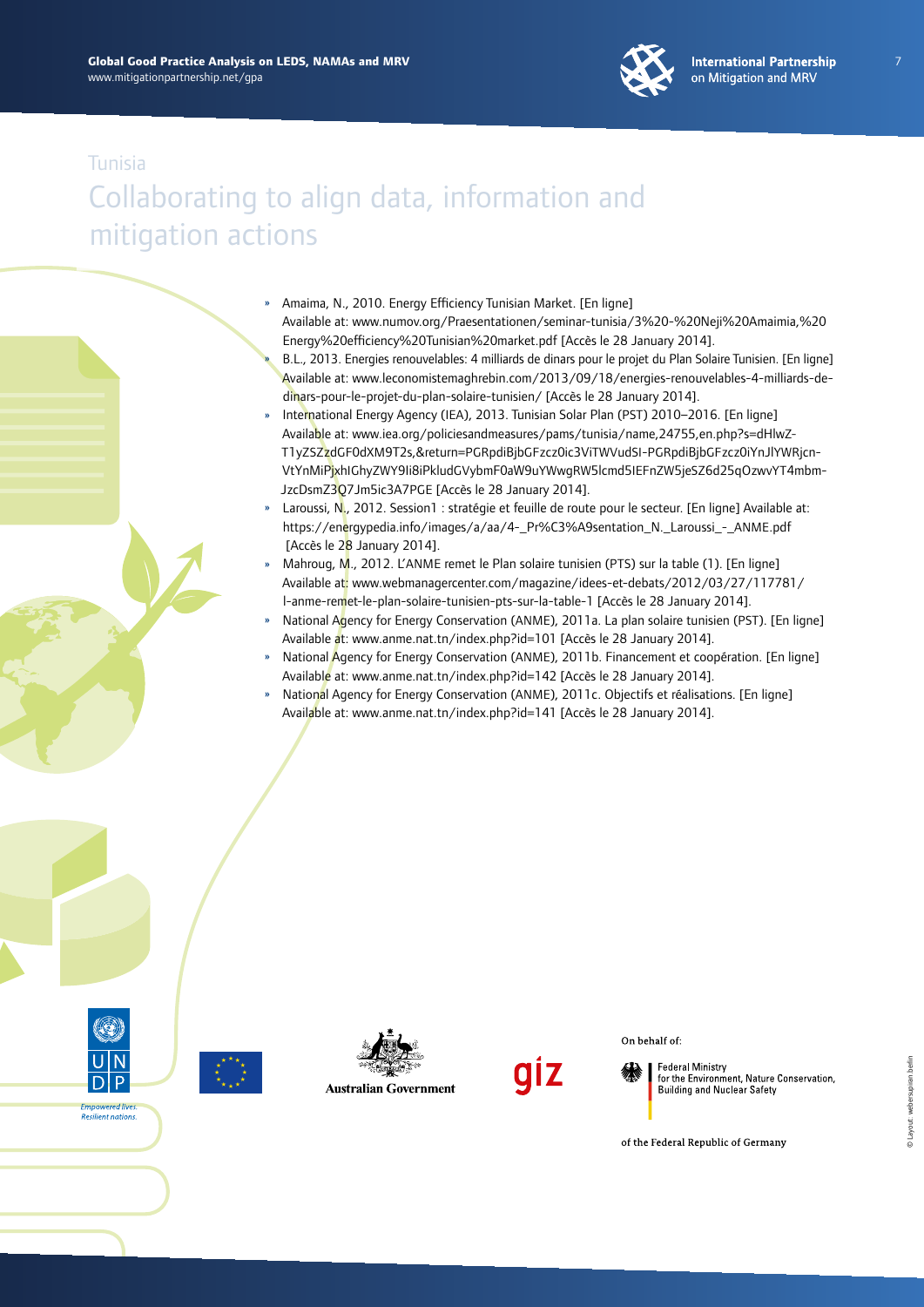Tunisia

# Collaborating to align data, information and mitigation actions

- Amaima, N., 2010. Energy Efficiency Tunisian Market. [En ligne] Available at: www.numov.org/Praesentationen/seminar-tunisia/3%20-%20Neji%20Amaimia,%20 Energy%20efficiency%20Tunisian%20market.pdf [Accès le 28 January 2014].
- B.L., 2013. Energies renouvelables: 4 milliards de dinars pour le projet du Plan Solaire Tunisien. [En ligne] Available at: www.leconomistemaghrebin.com/2013/09/18/energies-renouvelables-4-milliards-de-dinars-pour-le-projet-du-plan-solaire-tunisien/ [Accès le 28 January 2014].
- International Energy Agency (IEA), 2013. Tunisian Solar Plan (PST) 2010–2016. [En ligne] Available at: www.iea.org/policiesandmeasures/pams/tunisia/name,24755,en.php?s=dHlwZ-T1yZSZzdGF0dXM9T2s,&return=PGRpdiBjbGFzcz0ic3ViTWVudSI-PGRpdiBjbGFzcz0iYnJlYWRjcn-VtYnMiPjxhIGhyZWY9Ii8iPkludGVybmF0aW9uYWwgRW5lcmd5IEFnZW5jeSZ6d25qOzwvYT4mbm-JzcDsmZ3Q7Jm5ic3A7PGE [Accès le 28 January 2014].
- Laroussi, N., 2012. Session1 : stratégie et feuille de route pour le secteur. [En ligne] Available at: https://energypedia.info/images/a/aa/4-_Pr%C3%A9sentation_N._Laroussi_-_ANME.pdf [Accès le 28 January 2014].
- Mahroug, M., 2012. L'ANME remet le Plan solaire tunisien (PTS) sur la table (1). [En ligne] Available at: www.webmanagercenter.com/magazine/idees-et-debats/2012/03/27/117781/l-anme-remet-le-plan-solaire-tunisien-pts-sur-la-table-1 [Accès le 28 January 2014].
- National Agency for Energy Conservation (ANME), 2011a. La plan solaire tunisien (PST). [En ligne] Available at: www.anme.nat.tn/index.php?id=101 [Accès le 28 January 2014].
- National Agency for Energy Conservation (ANME), 2011b. Financement et coopération. [En ligne] Available at: www.anme.nat.tn/index.php?id=142 [Accès le 28 January 2014].
- National Agency for Energy Conservation (ANME), 2011c. Objectifs et réalisations. [En ligne] Available at: www.anme.nat.tn/index.php?id=141 [Accès le 28 January 2014].

Empowered lives. Resilient nations.

Australian Government

giz

On behalf of:

Federal Ministry for the Environment, Nature Conservation, Building and Nuclear Safety

of the Federal Republic of Germany